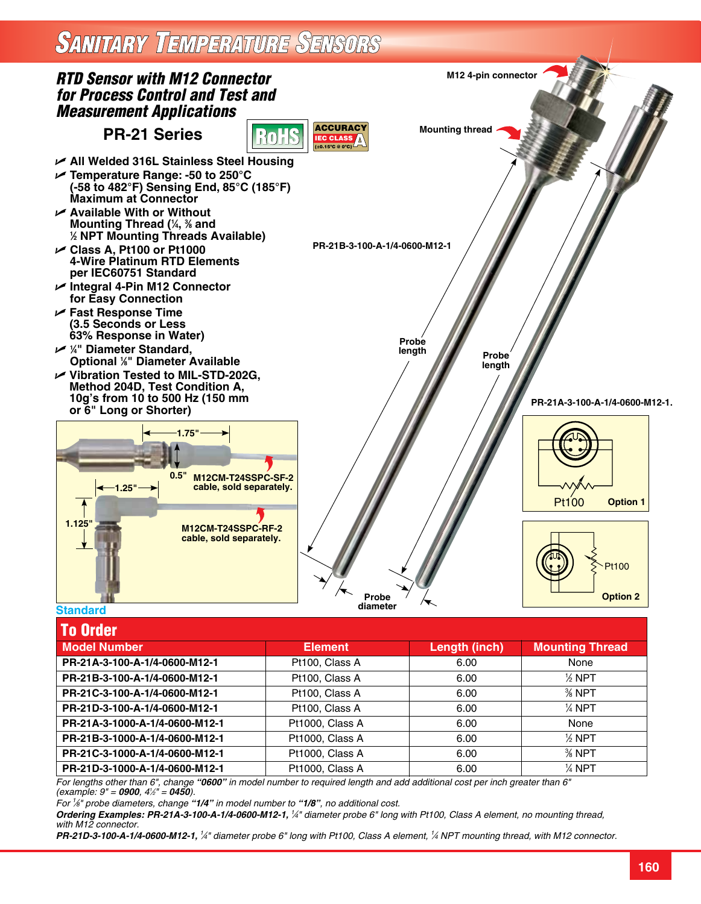# Sanitary Temperature Sensors

## RTD Sensor with M12 Connector for Process Control and Test and Measurement Applications

### PR-21 Series

RoHS

ACCURACY IEC CLASS A (±0.15°C @ 0°C)

- All Welded 316L Stainless Steel Housing
- Temperature Range: -50 to 250°C (-58 to 482°F) Sensing End, 85°C (185°F) Maximum at Connector
- Available With or Without Mounting Thread (¼, ⅜ and ½ NPT Mounting Threads Available)
- Class A, Pt100 or Pt1000 4-Wire Platinum RTD Elements per IEC60751 Standard
- Integral 4-Pin M12 Connector for Easy Connection
- Fast Response Time (3.5 Seconds or Less 63% Response in Water)
- ¼" Diameter Standard, Optional ⅛" Diameter Available
- Vibration Tested to MIL-STD-202G, Method 204D, Test Condition A, 10g's from 10 to 500 Hz (150 mm or 6" Long or Shorter)

M12 4-pin connector

Mounting thread

PR-21B-3-100-A-1/4-0600-M12-1

Probe length

Probe length

Probe diameter

PR-21A-3-100-A-1/4-0600-M12-1.

1.75"

0.5"

M12CM-T24SSPC-SF-2 cable, sold separately.

1.25"

1.125"

M12CM-T24SSPC-RF-2 cable, sold separately.

Standard

Pt100 Option 1

Pt100 Option 2

## To Order

| Model Number | Element | Length (inch) | Mounting Thread |
|---|---|---|---|
| PR-21A-3-100-A-1/4-0600-M12-1 | Pt100, Class A | 6.00 | None |
| PR-21B-3-100-A-1/4-0600-M12-1 | Pt100, Class A | 6.00 | ½ NPT |
| PR-21C-3-100-A-1/4-0600-M12-1 | Pt100, Class A | 6.00 | ⅜ NPT |
| PR-21D-3-100-A-1/4-0600-M12-1 | Pt100, Class A | 6.00 | ¼ NPT |
| PR-21A-3-1000-A-1/4-0600-M12-1 | Pt1000, Class A | 6.00 | None |
| PR-21B-3-1000-A-1/4-0600-M12-1 | Pt1000, Class A | 6.00 | ½ NPT |
| PR-21C-3-1000-A-1/4-0600-M12-1 | Pt1000, Class A | 6.00 | ⅜ NPT |
| PR-21D-3-1000-A-1/4-0600-M12-1 | Pt1000, Class A | 6.00 | ¼ NPT |

*For lengths other than 6", change **"0600"** in model number to required length and add additional cost per inch greater than 6" (example: 9" = **0900**, 4½" = **0450**).*

*For ⅛" probe diameters, change **"1/4"** in model number to **"1/8"**, no additional cost.*

***Ordering Examples: PR-21A-3-100-A-1/4-0600-M12-1,** ¼" diameter probe 6" long with Pt100, Class A element, no mounting thread, with M12 connector.*

***PR-21D-3-100-A-1/4-0600-M12-1,** ¼" diameter probe 6" long with Pt100, Class A element, ¼ NPT mounting thread, with M12 connector.*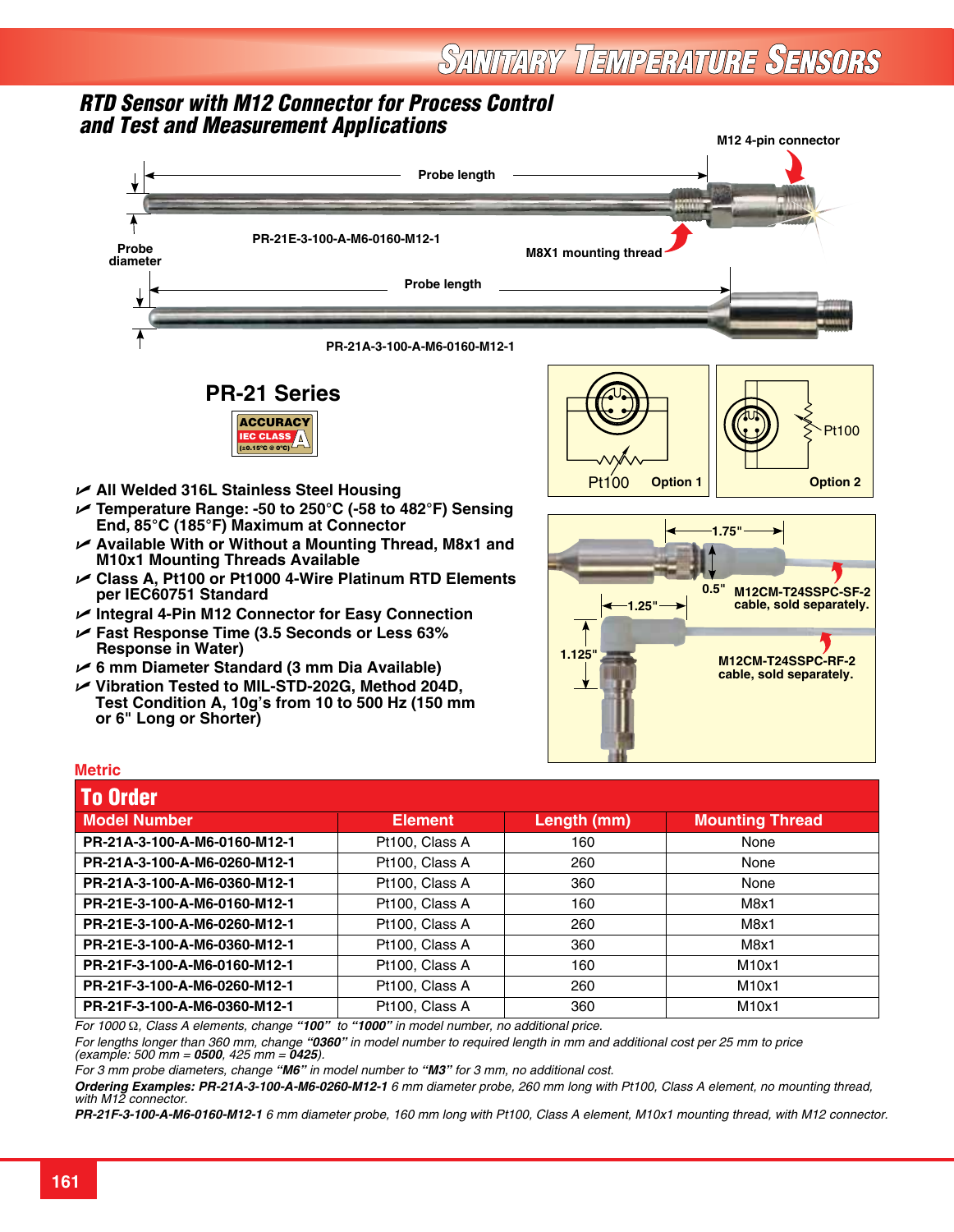## RTD Sensor with M12 Connector for Process Control and Test and Measurement Applications

M12 4-pin connector

Probe length

Probe diameter

PR-21E-3-100-A-M6-0160-M12-1

M8X1 mounting thread

Probe length

PR-21A-3-100-A-M6-0160-M12-1

Pt100 Option 1

Pt100 Option 2

1.75"

0.5" M12CM-T24SSPC-SF-2 cable, sold separately.

1.25"

1.125"

M12CM-T24SSPC-RF-2 cable, sold separately.

## PR-21 Series

ACCURACY IEC CLASS A (±0.15°C @ 0°C)

- **All Welded 316L Stainless Steel Housing**
- **Temperature Range: -50 to 250°C (-58 to 482°F) Sensing End, 85°C (185°F) Maximum at Connector**
- **Available With or Without a Mounting Thread, M8x1 and M10x1 Mounting Threads Available**
- **Class A, Pt100 or Pt1000 4-Wire Platinum RTD Elements per IEC60751 Standard**
- **Integral 4-Pin M12 Connector for Easy Connection**
- **Fast Response Time (3.5 Seconds or Less 63% Response in Water)**
- **6 mm Diameter Standard (3 mm Dia Available)**
- **Vibration Tested to MIL-STD-202G, Method 204D, Test Condition A, 10g's from 10 to 500 Hz (150 mm or 6" Long or Shorter)**

**Metric**

### To Order

| Model Number | Element | Length (mm) | Mounting Thread |
|---|---|---|---|
| PR-21A-3-100-A-M6-0160-M12-1 | Pt100, Class A | 160 | None |
| PR-21A-3-100-A-M6-0260-M12-1 | Pt100, Class A | 260 | None |
| PR-21A-3-100-A-M6-0360-M12-1 | Pt100, Class A | 360 | None |
| PR-21E-3-100-A-M6-0160-M12-1 | Pt100, Class A | 160 | M8x1 |
| PR-21E-3-100-A-M6-0260-M12-1 | Pt100, Class A | 260 | M8x1 |
| PR-21E-3-100-A-M6-0360-M12-1 | Pt100, Class A | 360 | M8x1 |
| PR-21F-3-100-A-M6-0160-M12-1 | Pt100, Class A | 160 | M10x1 |
| PR-21F-3-100-A-M6-0260-M12-1 | Pt100, Class A | 260 | M10x1 |
| PR-21F-3-100-A-M6-0360-M12-1 | Pt100, Class A | 360 | M10x1 |

*For 1000 Ω, Class A elements, change **"100"** to **"1000"** in model number, no additional price.*

*For lengths longer than 360 mm, change **"0360"** in model number to required length in mm and additional cost per 25 mm to price (example: 500 mm = **0500**, 425 mm = **0425**).*

*For 3 mm probe diameters, change **"M6"** in model number to **"M3"** for 3 mm, no additional cost.*

***Ordering Examples: PR-21A-3-100-A-M6-0260-M12-1** 6 mm diameter probe, 260 mm long with Pt100, Class A element, no mounting thread, with M12 connector.*

***PR-21F-3-100-A-M6-0160-M12-1** 6 mm diameter probe, 160 mm long with Pt100, Class A element, M10x1 mounting thread, with M12 connector.*